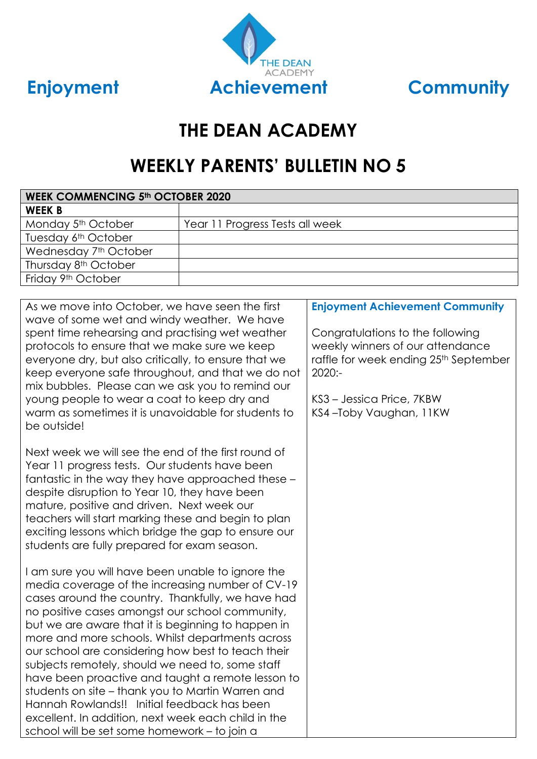THE DEAN ACADEMY

**Enjoyment** **Achievement** **Community**

# THE DEAN ACADEMY

# WEEKLY PARENTS' BULLETIN NO 5

| WEEK COMMENCING 5th OCTOBER 2020 | |
|---|---|
| **WEEK B** | |
| Monday 5th October | Year 11 Progress Tests all week |
| Tuesday 6th October | |
| Wednesday 7th October | |
| Thursday 8th October | |
| Friday 9th October | |

As we move into October, we have seen the first wave of some wet and windy weather. We have spent time rehearsing and practising wet weather protocols to ensure that we make sure we keep everyone dry, but also critically, to ensure that we keep everyone safe throughout, and that we do not mix bubbles. Please can we ask you to remind our young people to wear a coat to keep dry and warm as sometimes it is unavoidable for students to be outside!

Next week we will see the end of the first round of Year 11 progress tests. Our students have been fantastic in the way they have approached these – despite disruption to Year 10, they have been mature, positive and driven. Next week our teachers will start marking these and begin to plan exciting lessons which bridge the gap to ensure our students are fully prepared for exam season.

I am sure you will have been unable to ignore the media coverage of the increasing number of CV-19 cases around the country. Thankfully, we have had no positive cases amongst our school community, but we are aware that it is beginning to happen in more and more schools. Whilst departments across our school are considering how best to teach their subjects remotely, should we need to, some staff have been proactive and taught a remote lesson to students on site – thank you to Martin Warren and Hannah Rowlands!! Initial feedback has been excellent. In addition, next week each child in the school will be set some homework – to join a

**Enjoyment Achievement Community**

Congratulations to the following weekly winners of our attendance raffle for week ending 25th September 2020:-

KS3 – Jessica Price, 7KBW
KS4 –Toby Vaughan, 11KW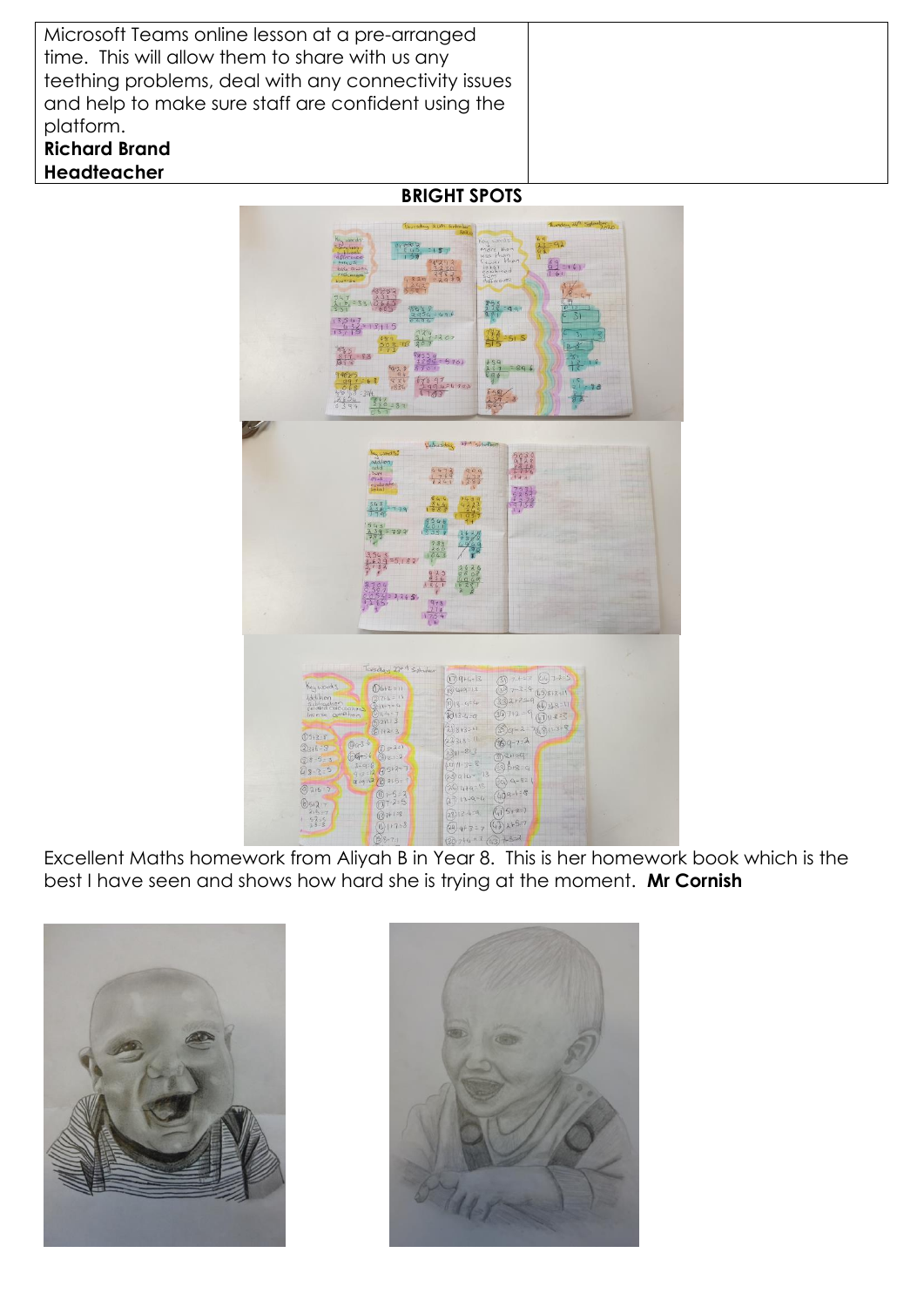| Microsoft Teams online lesson at a pre-arranged time. This will allow them to share with us any teething problems, deal with any connectivity issues and help to make sure staff are confident using the platform. **Richard Brand** **Headteacher** | |
| --- | --- |

## BRIGHT SPOTS

Excellent Maths homework from Aliyah B in Year 8. This is her homework book which is the best I have seen and shows how hard she is trying at the moment. **Mr Cornish**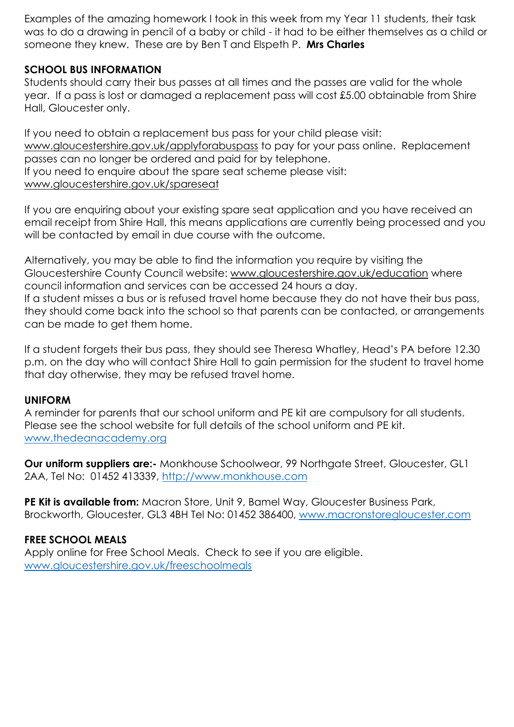Examples of the amazing homework I took in this week from my Year 11 students, their task was to do a drawing in pencil of a baby or child - it had to be either themselves as a child or someone they knew. These are by Ben T and Elspeth P. **Mrs Charles**

## SCHOOL BUS INFORMATION

Students should carry their bus passes at all times and the passes are valid for the whole year. If a pass is lost or damaged a replacement pass will cost £5.00 obtainable from Shire Hall, Gloucester only.

If you need to obtain a replacement bus pass for your child please visit: www.gloucestershire.gov.uk/applyforabuspass to pay for your pass online. Replacement passes can no longer be ordered and paid for by telephone.
If you need to enquire about the spare seat scheme please visit: www.gloucestershire.gov.uk/spareseat

If you are enquiring about your existing spare seat application and you have received an email receipt from Shire Hall, this means applications are currently being processed and you will be contacted by email in due course with the outcome.

Alternatively, you may be able to find the information you require by visiting the Gloucestershire County Council website: www.gloucestershire.gov.uk/education where council information and services can be accessed 24 hours a day.
If a student misses a bus or is refused travel home because they do not have their bus pass, they should come back into the school so that parents can be contacted, or arrangements can be made to get them home.

If a student forgets their bus pass, they should see Theresa Whatley, Head's PA before 12.30 p.m. on the day who will contact Shire Hall to gain permission for the student to travel home that day otherwise, they may be refused travel home.

## UNIFORM

A reminder for parents that our school uniform and PE kit are compulsory for all students. Please see the school website for full details of the school uniform and PE kit. www.thedeanacademy.org

**Our uniform suppliers are:-** Monkhouse Schoolwear, 99 Northgate Street, Gloucester, GL1 2AA, Tel No: 01452 413339, http://www.monkhouse.com

**PE Kit is available from:** Macron Store, Unit 9, Bamel Way, Gloucester Business Park, Brockworth, Gloucester, GL3 4BH Tel No: 01452 386400, www.macronstoregloucester.com

## FREE SCHOOL MEALS

Apply online for Free School Meals. Check to see if you are eligible. www.gloucestershire.gov.uk/freeschoolmeals